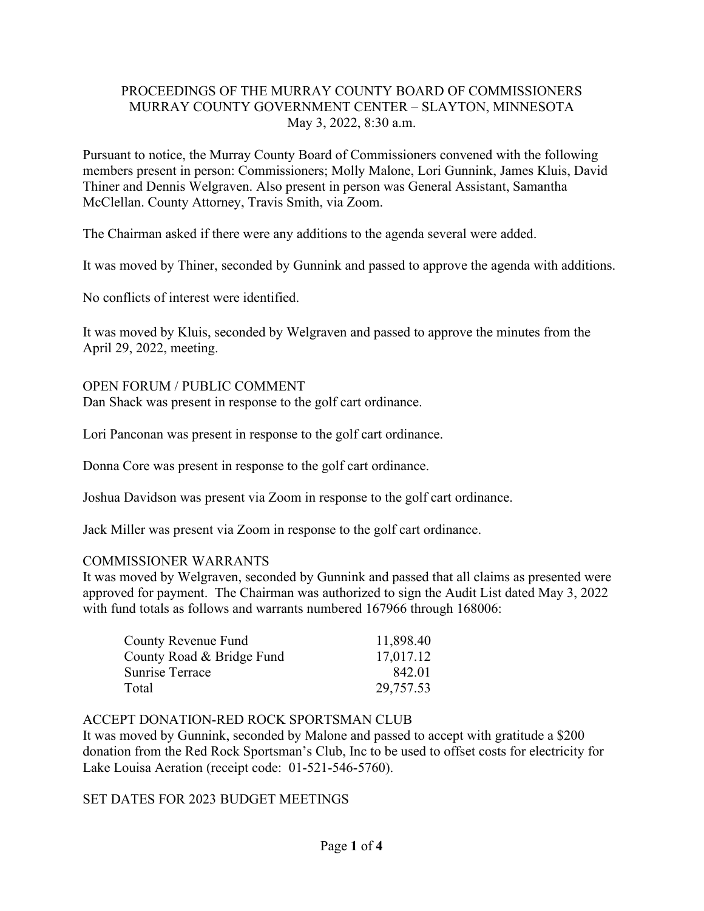PROCEEDINGS OF THE MURRAY COUNTY BOARD OF COMMISSIONERS
MURRAY COUNTY GOVERNMENT CENTER – SLAYTON, MINNESOTA
May 3, 2022, 8:30 a.m.

Pursuant to notice, the Murray County Board of Commissioners convened with the following members present in person: Commissioners; Molly Malone, Lori Gunnink, James Kluis, David Thiner and Dennis Welgraven. Also present in person was General Assistant, Samantha McClellan. County Attorney, Travis Smith, via Zoom.

The Chairman asked if there were any additions to the agenda several were added.

It was moved by Thiner, seconded by Gunnink and passed to approve the agenda with additions.

No conflicts of interest were identified.

It was moved by Kluis, seconded by Welgraven and passed to approve the minutes from the April 29, 2022, meeting.

OPEN FORUM / PUBLIC COMMENT
Dan Shack was present in response to the golf cart ordinance.

Lori Panconan was present in response to the golf cart ordinance.

Donna Core was present in response to the golf cart ordinance.

Joshua Davidson was present via Zoom in response to the golf cart ordinance.

Jack Miller was present via Zoom in response to the golf cart ordinance.

COMMISSIONER WARRANTS
It was moved by Welgraven, seconded by Gunnink and passed that all claims as presented were approved for payment. The Chairman was authorized to sign the Audit List dated May 3, 2022 with fund totals as follows and warrants numbered 167966 through 168006:

| | |
|---|---|
| County Revenue Fund | 11,898.40 |
| County Road & Bridge Fund | 17,017.12 |
| Sunrise Terrace | 842.01 |
| Total | 29,757.53 |

ACCEPT DONATION-RED ROCK SPORTSMAN CLUB
It was moved by Gunnink, seconded by Malone and passed to accept with gratitude a $200 donation from the Red Rock Sportsman's Club, Inc to be used to offset costs for electricity for Lake Louisa Aeration (receipt code: 01-521-546-5760).

SET DATES FOR 2023 BUDGET MEETINGS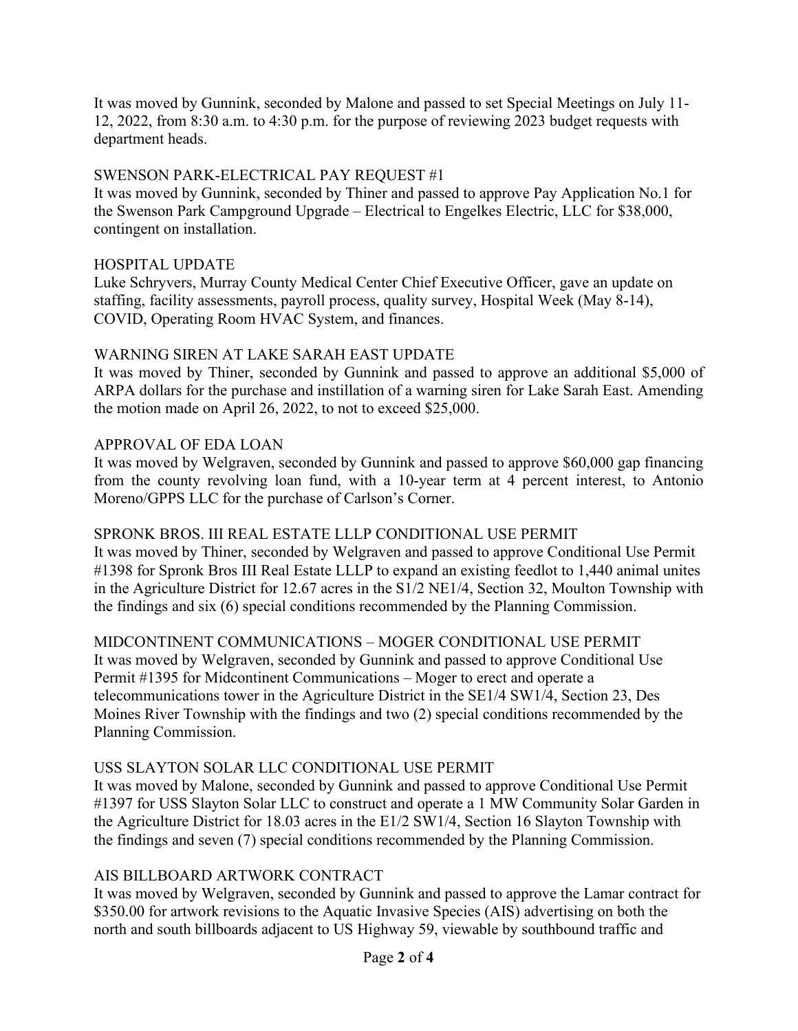It was moved by Gunnink, seconded by Malone and passed to set Special Meetings on July 11-12, 2022, from 8:30 a.m. to 4:30 p.m. for the purpose of reviewing 2023 budget requests with department heads.

SWENSON PARK-ELECTRICAL PAY REQUEST #1

It was moved by Gunnink, seconded by Thiner and passed to approve Pay Application No.1 for the Swenson Park Campground Upgrade – Electrical to Engelkes Electric, LLC for $38,000, contingent on installation.

HOSPITAL UPDATE

Luke Schryvers, Murray County Medical Center Chief Executive Officer, gave an update on staffing, facility assessments, payroll process, quality survey, Hospital Week (May 8-14), COVID, Operating Room HVAC System, and finances.

WARNING SIREN AT LAKE SARAH EAST UPDATE

It was moved by Thiner, seconded by Gunnink and passed to approve an additional $5,000 of ARPA dollars for the purchase and instillation of a warning siren for Lake Sarah East. Amending the motion made on April 26, 2022, to not to exceed $25,000.

APPROVAL OF EDA LOAN

It was moved by Welgraven, seconded by Gunnink and passed to approve $60,000 gap financing from the county revolving loan fund, with a 10-year term at 4 percent interest, to Antonio Moreno/GPPS LLC for the purchase of Carlson's Corner.

SPRONK BROS. III REAL ESTATE LLLP CONDITIONAL USE PERMIT

It was moved by Thiner, seconded by Welgraven and passed to approve Conditional Use Permit #1398 for Spronk Bros III Real Estate LLLP to expand an existing feedlot to 1,440 animal unites in the Agriculture District for 12.67 acres in the S1/2 NE1/4, Section 32, Moulton Township with the findings and six (6) special conditions recommended by the Planning Commission.

MIDCONTINENT COMMUNICATIONS – MOGER CONDITIONAL USE PERMIT

It was moved by Welgraven, seconded by Gunnink and passed to approve Conditional Use Permit #1395 for Midcontinent Communications – Moger to erect and operate a telecommunications tower in the Agriculture District in the SE1/4 SW1/4, Section 23, Des Moines River Township with the findings and two (2) special conditions recommended by the Planning Commission.

USS SLAYTON SOLAR LLC CONDITIONAL USE PERMIT

It was moved by Malone, seconded by Gunnink and passed to approve Conditional Use Permit #1397 for USS Slayton Solar LLC to construct and operate a 1 MW Community Solar Garden in the Agriculture District for 18.03 acres in the E1/2 SW1/4, Section 16 Slayton Township with the findings and seven (7) special conditions recommended by the Planning Commission.

AIS BILLBOARD ARTWORK CONTRACT

It was moved by Welgraven, seconded by Gunnink and passed to approve the Lamar contract for $350.00 for artwork revisions to the Aquatic Invasive Species (AIS) advertising on both the north and south billboards adjacent to US Highway 59, viewable by southbound traffic and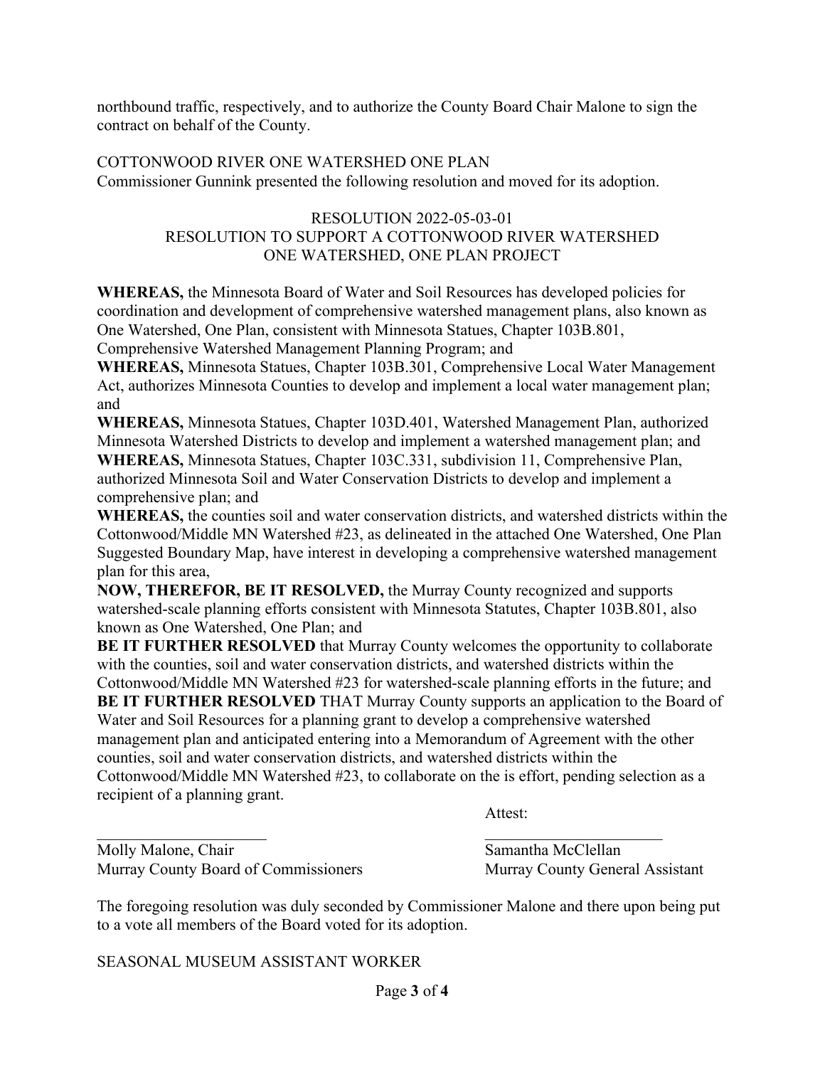northbound traffic, respectively, and to authorize the County Board Chair Malone to sign the contract on behalf of the County.

COTTONWOOD RIVER ONE WATERSHED ONE PLAN

Commissioner Gunnink presented the following resolution and moved for its adoption.

RESOLUTION 2022-05-03-01
RESOLUTION TO SUPPORT A COTTONWOOD RIVER WATERSHED ONE WATERSHED, ONE PLAN PROJECT

**WHEREAS,** the Minnesota Board of Water and Soil Resources has developed policies for coordination and development of comprehensive watershed management plans, also known as One Watershed, One Plan, consistent with Minnesota Statues, Chapter 103B.801, Comprehensive Watershed Management Planning Program; and

**WHEREAS,** Minnesota Statues, Chapter 103B.301, Comprehensive Local Water Management Act, authorizes Minnesota Counties to develop and implement a local water management plan; and

**WHEREAS,** Minnesota Statues, Chapter 103D.401, Watershed Management Plan, authorized Minnesota Watershed Districts to develop and implement a watershed management plan; and

**WHEREAS,** Minnesota Statues, Chapter 103C.331, subdivision 11, Comprehensive Plan, authorized Minnesota Soil and Water Conservation Districts to develop and implement a comprehensive plan; and

**WHEREAS,** the counties soil and water conservation districts, and watershed districts within the Cottonwood/Middle MN Watershed #23, as delineated in the attached One Watershed, One Plan Suggested Boundary Map, have interest in developing a comprehensive watershed management plan for this area,

**NOW, THEREFOR, BE IT RESOLVED,** the Murray County recognized and supports watershed-scale planning efforts consistent with Minnesota Statutes, Chapter 103B.801, also known as One Watershed, One Plan; and

**BE IT FURTHER RESOLVED** that Murray County welcomes the opportunity to collaborate with the counties, soil and water conservation districts, and watershed districts within the Cottonwood/Middle MN Watershed #23 for watershed-scale planning efforts in the future; and

**BE IT FURTHER RESOLVED** THAT Murray County supports an application to the Board of Water and Soil Resources for a planning grant to develop a comprehensive watershed management plan and anticipated entering into a Memorandum of Agreement with the other counties, soil and water conservation districts, and watershed districts within the Cottonwood/Middle MN Watershed #23, to collaborate on the is effort, pending selection as a recipient of a planning grant.

Attest:

______________________ ______________________

Molly Malone, Chair
Murray County Board of Commissioners

Samantha McClellan
Murray County General Assistant

The foregoing resolution was duly seconded by Commissioner Malone and there upon being put to a vote all members of the Board voted for its adoption.

SEASONAL MUSEUM ASSISTANT WORKER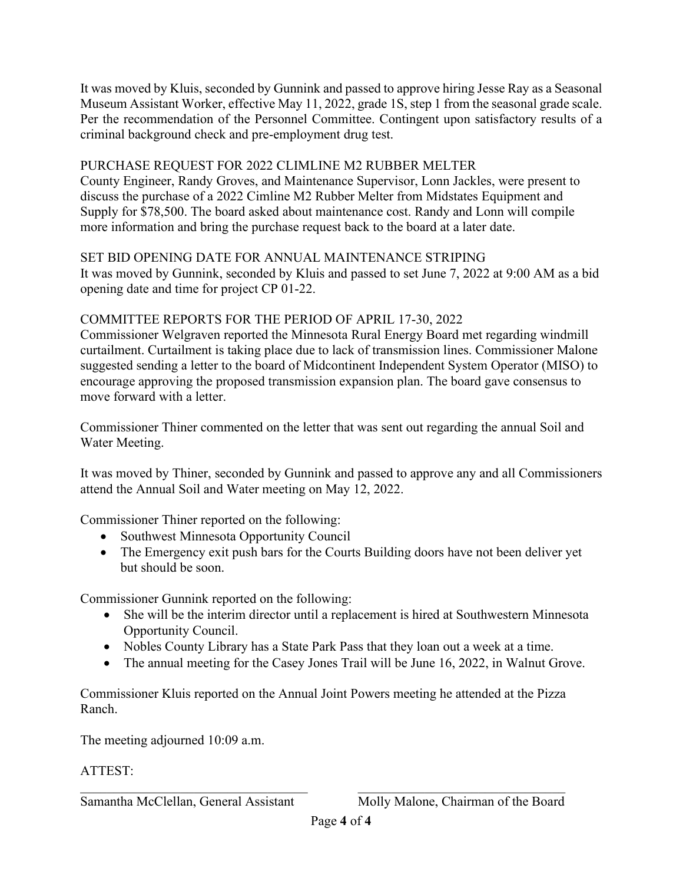It was moved by Kluis, seconded by Gunnink and passed to approve hiring Jesse Ray as a Seasonal Museum Assistant Worker, effective May 11, 2022, grade 1S, step 1 from the seasonal grade scale. Per the recommendation of the Personnel Committee. Contingent upon satisfactory results of a criminal background check and pre-employment drug test.

PURCHASE REQUEST FOR 2022 CLIMLINE M2 RUBBER MELTER

County Engineer, Randy Groves, and Maintenance Supervisor, Lonn Jackles, were present to discuss the purchase of a 2022 Cimline M2 Rubber Melter from Midstates Equipment and Supply for $78,500. The board asked about maintenance cost. Randy and Lonn will compile more information and bring the purchase request back to the board at a later date.

SET BID OPENING DATE FOR ANNUAL MAINTENANCE STRIPING

It was moved by Gunnink, seconded by Kluis and passed to set June 7, 2022 at 9:00 AM as a bid opening date and time for project CP 01-22.

COMMITTEE REPORTS FOR THE PERIOD OF APRIL 17-30, 2022

Commissioner Welgraven reported the Minnesota Rural Energy Board met regarding windmill curtailment. Curtailment is taking place due to lack of transmission lines. Commissioner Malone suggested sending a letter to the board of Midcontinent Independent System Operator (MISO) to encourage approving the proposed transmission expansion plan. The board gave consensus to move forward with a letter.

Commissioner Thiner commented on the letter that was sent out regarding the annual Soil and Water Meeting.

It was moved by Thiner, seconded by Gunnink and passed to approve any and all Commissioners attend the Annual Soil and Water meeting on May 12, 2022.

Commissioner Thiner reported on the following:

- Southwest Minnesota Opportunity Council
- The Emergency exit push bars for the Courts Building doors have not been deliver yet but should be soon.

Commissioner Gunnink reported on the following:

- She will be the interim director until a replacement is hired at Southwestern Minnesota Opportunity Council.
- Nobles County Library has a State Park Pass that they loan out a week at a time.
- The annual meeting for the Casey Jones Trail will be June 16, 2022, in Walnut Grove.

Commissioner Kluis reported on the Annual Joint Powers meeting he attended at the Pizza Ranch.

The meeting adjourned 10:09 a.m.

ATTEST:

\_\_\_\_\_\_\_\_\_\_\_\_\_\_\_\_\_\_\_\_\_\_\_\_\_\_\_\_\_\_\_\_\_\_\_ \_\_\_\_\_\_\_\_\_\_\_\_\_\_\_\_\_\_\_\_\_\_\_\_\_\_\_\_\_\_\_\_\_\_\_

Samantha McClellan, General Assistant Molly Malone, Chairman of the Board